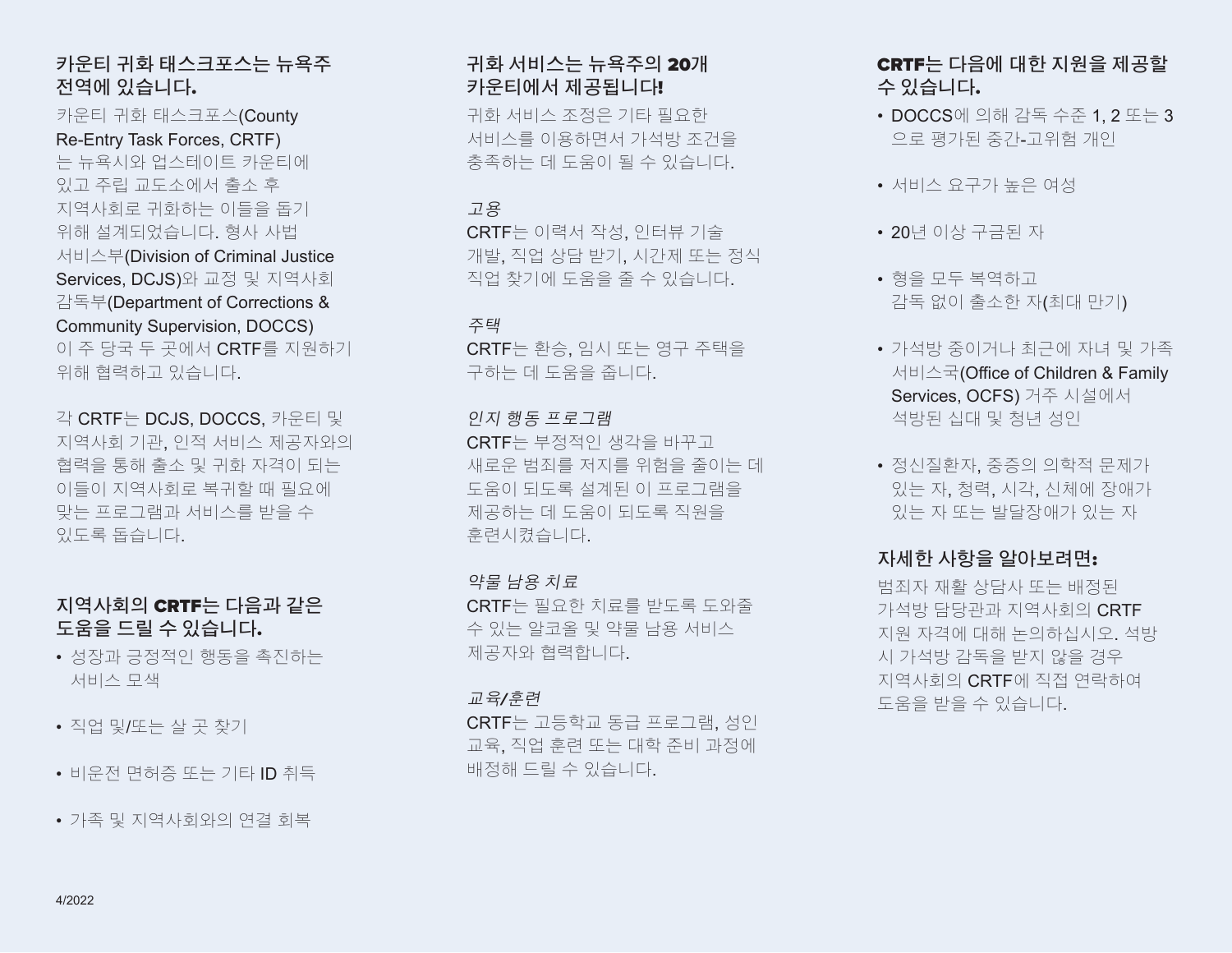## 카운티 귀화 태스크포스는 뉴욕주 전역에 있습니다.

카운티 귀화 태스크포스(County Re-Entry Task Forces, CRTF)는 뉴욕시와 업스테이트 카운티에 있고 주립 교도소에서 출소 후 지역사회로 귀화하는 이들을 돕기 위해 설계되었습니다. 형사 사법 서비스부(Division of Criminal Justice Services, DCJS)와 교정 및 지역사회 감독부(Department of Corrections & Community Supervision, DOCCS)이 주 당국 두 곳에서 CRTF를 지원하기 위해 협력하고 있습니다.

각 CRTF는 DCJS, DOCCS, 카운티 및 지역사회 기관, 인적 서비스 제공자와의 협력을 통해 출소 및 귀화 자격이 되는 이들이 지역사회로 복귀할 때 필요에 맞는 프로그램과 서비스를 받을 수 있도록 돕습니다.

## 지역사회의 CRTF는 다음과 같은 도움을 드릴 수 있습니다.

- 성장과 긍정적인 행동을 촉진하는 서비스 모색
- 직업 및/또는 살 곳 찾기
- 비운전 면허증 또는 기타 ID 취득
- 가족 및 지역사회와의 연결 회복

## 귀화 서비스는 뉴욕주의 20개 카운티에서 제공됩니다!

귀화 서비스 조정은 기타 필요한 서비스를 이용하면서 가석방 조건을 충족하는 데 도움이 될 수 있습니다.

*고용*

CRTF는 이력서 작성, 인터뷰 기술 개발, 직업 상담 받기, 시간제 또는 정식 직업 찾기에 도움을 줄 수 있습니다.

*주택*

CRTF는 환승, 임시 또는 영구 주택을 구하는 데 도움을 줍니다.

*인지 행동 프로그램*

CRTF는 부정적인 생각을 바꾸고 새로운 범죄를 저지를 위험을 줄이는 데 도움이 되도록 설계된 이 프로그램을 제공하는 데 도움이 되도록 직원을 훈련시켰습니다.

*약물 남용 치료*

CRTF는 필요한 치료를 받도록 도와줄 수 있는 알코올 및 약물 남용 서비스 제공자와 협력합니다.

*교육/훈련*

CRTF는 고등학교 동급 프로그램, 성인 교육, 직업 훈련 또는 대학 준비 과정에 배정해 드릴 수 있습니다.

## CRTF는 다음에 대한 지원을 제공할 수 있습니다.

- DOCCS에 의해 감독 수준 1, 2 또는 3으로 평가된 중간-고위험 개인
- 서비스 요구가 높은 여성
- 20년 이상 구금된 자
- 형을 모두 복역하고 감독 없이 출소한 자(최대 만기)
- 가석방 중이거나 최근에 자녀 및 가족 서비스국(Office of Children & Family Services, OCFS) 거주 시설에서 석방된 십대 및 청년 성인
- 정신질환자, 중증의 의학적 문제가 있는 자, 청력, 시각, 신체에 장애가 있는 자 또는 발달장애가 있는 자

## 자세한 사항을 알아보려면:

범죄자 재활 상담사 또는 배정된 가석방 담당관과 지역사회의 CRTF 지원 자격에 대해 논의하십시오. 석방 시 가석방 감독을 받지 않을 경우 지역사회의 CRTF에 직접 연락하여 도움을 받을 수 있습니다.

4/2022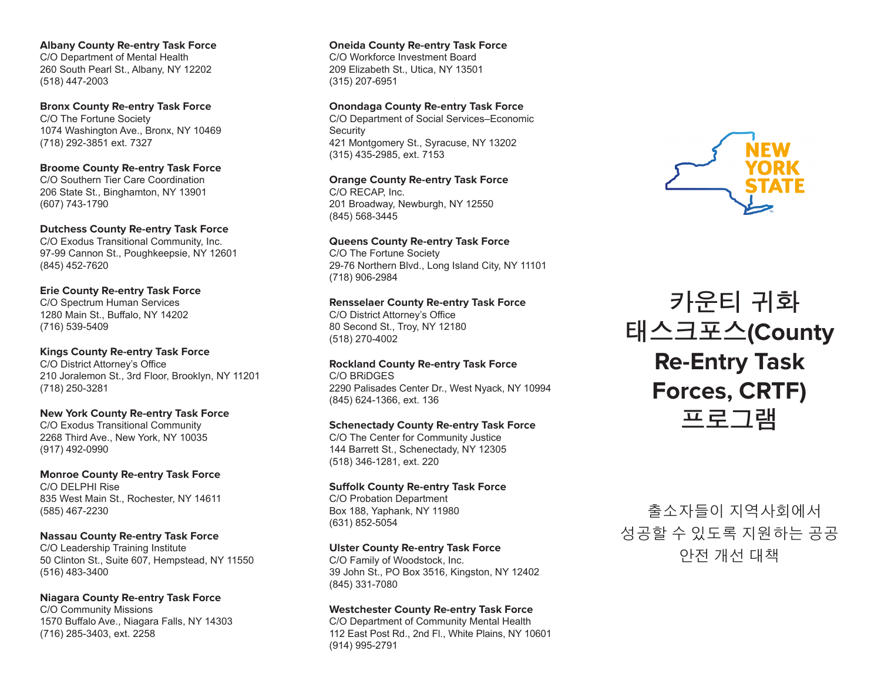**Albany County Re-entry Task Force**
C/O Department of Mental Health
260 South Pearl St., Albany, NY 12202
(518) 447-2003

**Bronx County Re-entry Task Force**
C/O The Fortune Society
1074 Washington Ave., Bronx, NY 10469
(718) 292-3851 ext. 7327

**Broome County Re-entry Task Force**
C/O Southern Tier Care Coordination
206 State St., Binghamton, NY 13901
(607) 743-1790

**Dutchess County Re-entry Task Force**
C/O Exodus Transitional Community, Inc.
97-99 Cannon St., Poughkeepsie, NY 12601
(845) 452-7620

**Erie County Re-entry Task Force**
C/O Spectrum Human Services
1280 Main St., Buffalo, NY 14202
(716) 539-5409

**Kings County Re-entry Task Force**
C/O District Attorney's Office
210 Joralemon St., 3rd Floor, Brooklyn, NY 11201
(718) 250-3281

**New York County Re-entry Task Force**
C/O Exodus Transitional Community
2268 Third Ave., New York, NY 10035
(917) 492-0990

**Monroe County Re-entry Task Force**
C/O DELPHI Rise
835 West Main St., Rochester, NY 14611
(585) 467-2230

**Nassau County Re-entry Task Force**
C/O Leadership Training Institute
50 Clinton St., Suite 607, Hempstead, NY 11550
(516) 483-3400

**Niagara County Re-entry Task Force**
C/O Community Missions
1570 Buffalo Ave., Niagara Falls, NY 14303
(716) 285-3403, ext. 2258

**Oneida County Re-entry Task Force**
C/O Workforce Investment Board
209 Elizabeth St., Utica, NY 13501
(315) 207-6951

**Onondaga County Re-entry Task Force**
C/O Department of Social Services–Economic Security
421 Montgomery St., Syracuse, NY 13202
(315) 435-2985, ext. 7153

**Orange County Re-entry Task Force**
C/O RECAP, Inc.
201 Broadway, Newburgh, NY 12550
(845) 568-3445

**Queens County Re-entry Task Force**
C/O The Fortune Society
29-76 Northern Blvd., Long Island City, NY 11101
(718) 906-2984

**Rensselaer County Re-entry Task Force**
C/O District Attorney's Office
80 Second St., Troy, NY 12180
(518) 270-4002

**Rockland County Re-entry Task Force**
C/O BRiDGES
2290 Palisades Center Dr., West Nyack, NY 10994
(845) 624-1366, ext. 136

**Schenectady County Re-entry Task Force**
C/O The Center for Community Justice
144 Barrett St., Schenectady, NY 12305
(518) 346-1281, ext. 220

**Suffolk County Re-entry Task Force**
C/O Probation Department
Box 188, Yaphank, NY 11980
(631) 852-5054

**Ulster County Re-entry Task Force**
C/O Family of Woodstock, Inc.
39 John St., PO Box 3516, Kingston, NY 12402
(845) 331-7080

**Westchester County Re-entry Task Force**
C/O Department of Community Mental Health
112 East Post Rd., 2nd Fl., White Plains, NY 10601
(914) 995-2791

NEW YORK STATE

# 카운티 귀화 태스크포스(County Re-Entry Task Forces, CRTF) 프로그램

출소자들이 지역사회에서 성공할 수 있도록 지원하는 공공 안전 개선 대책